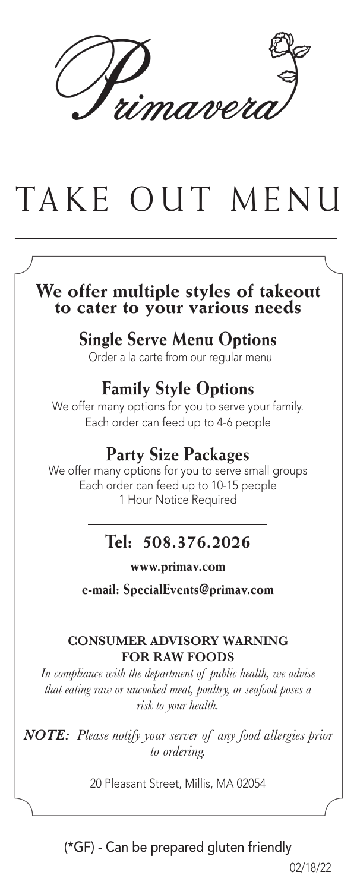# Primavera

# TAKE OUT MENU

## We offer multiple styles of takeout to cater to your various needs

### Single Serve Menu Options

Order a la carte from our regular menu

### Family Style Options

We offer many options for you to serve your family.
Each order can feed up to 4-6 people

### Party Size Packages

We offer many options for you to serve small groups
Each order can feed up to 10-15 people
1 Hour Notice Required

### Tel: 508.376.2026

**www.primav.com**

**e-mail: SpecialEvents@primav.com**

**CONSUMER ADVISORY WARNING FOR RAW FOODS**

*In compliance with the department of public health, we advise that eating raw or uncooked meat, poultry, or seafood poses a risk to your health.*

***NOTE:*** *Please notify your server of any food allergies prior to ordering.*

20 Pleasant Street, Millis, MA 02054

(*GF) - Can be prepared gluten friendly

02/18/22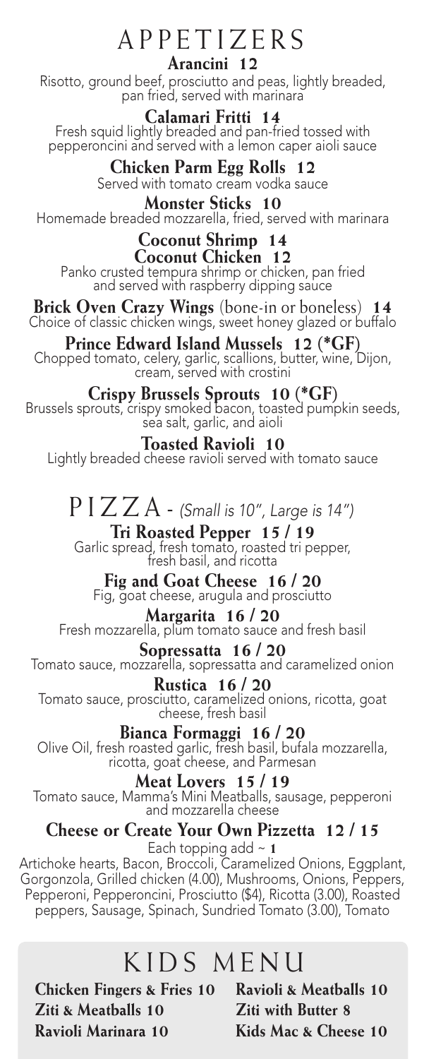# APPETIZERS

**Arancini 12**
Risotto, ground beef, prosciutto and peas, lightly breaded, pan fried, served with marinara

**Calamari Fritti 14**
Fresh squid lightly breaded and pan-fried tossed with pepperoncini and served with a lemon caper aioli sauce

**Chicken Parm Egg Rolls 12**
Served with tomato cream vodka sauce

**Monster Sticks 10**
Homemade breaded mozzarella, fried, served with marinara

**Coconut Shrimp 14**
**Coconut Chicken 12**
Panko crusted tempura shrimp or chicken, pan fried and served with raspberry dipping sauce

**Brick Oven Crazy Wings** (bone-in or boneless) **14**
Choice of classic chicken wings, sweet honey glazed or buffalo

**Prince Edward Island Mussels 12 (*GF)**
Chopped tomato, celery, garlic, scallions, butter, wine, Dijon, cream, served with crostini

**Crispy Brussels Sprouts 10 (*GF)**
Brussels sprouts, crispy smoked bacon, toasted pumpkin seeds, sea salt, garlic, and aioli

**Toasted Ravioli 10**
Lightly breaded cheese ravioli served with tomato sauce

# PIZZA - *(Small is 10", Large is 14")*

**Tri Roasted Pepper 15 / 19**
Garlic spread, fresh tomato, roasted tri pepper, fresh basil, and ricotta

**Fig and Goat Cheese 16 / 20**
Fig, goat cheese, arugula and prosciutto

**Margarita 16 / 20**
Fresh mozzarella, plum tomato sauce and fresh basil

**Sopressatta 16 / 20**
Tomato sauce, mozzarella, sopressatta and caramelized onion

**Rustica 16 / 20**
Tomato sauce, prosciutto, caramelized onions, ricotta, goat cheese, fresh basil

**Bianca Formaggi 16 / 20**
Olive Oil, fresh roasted garlic, fresh basil, bufala mozzarella, ricotta, goat cheese, and Parmesan

**Meat Lovers 15 / 19**
Tomato sauce, Mamma's Mini Meatballs, sausage, pepperoni and mozzarella cheese

**Cheese or Create Your Own Pizzetta 12 / 15**
Each topping add ~ **1**
Artichoke hearts, Bacon, Broccoli, Caramelized Onions, Eggplant, Gorgonzola, Grilled chicken (4.00), Mushrooms, Onions, Peppers, Pepperoni, Pepperoncini, Prosciutto ($4), Ricotta (3.00), Roasted peppers, Sausage, Spinach, Sundried Tomato (3.00), Tomato

# KIDS MENU

**Chicken Fingers & Fries 10**
**Ziti & Meatballs 10**
**Ravioli Marinara 10**
**Ravioli & Meatballs 10**
**Ziti with Butter 8**
**Kids Mac & Cheese 10**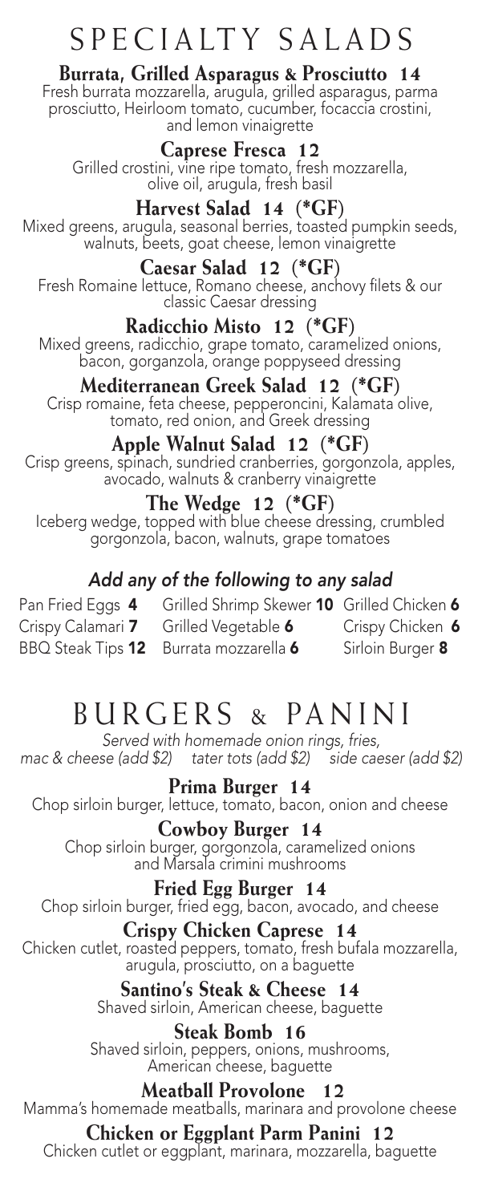# SPECIALTY SALADS

### Burrata, Grilled Asparagus & Prosciutto 14
Fresh burrata mozzarella, arugula, grilled asparagus, parma prosciutto, Heirloom tomato, cucumber, focaccia crostini, and lemon vinaigrette

### Caprese Fresca 12
Grilled crostini, vine ripe tomato, fresh mozzarella, olive oil, arugula, fresh basil

### Harvest Salad 14 (*GF)
Mixed greens, arugula, seasonal berries, toasted pumpkin seeds, walnuts, beets, goat cheese, lemon vinaigrette

### Caesar Salad 12 (*GF)
Fresh Romaine lettuce, Romano cheese, anchovy filets & our classic Caesar dressing

### Radicchio Misto 12 (*GF)
Mixed greens, radicchio, grape tomato, caramelized onions, bacon, gorganzola, orange poppyseed dressing

### Mediterranean Greek Salad 12 (*GF)
Crisp romaine, feta cheese, pepperoncini, Kalamata olive, tomato, red onion, and Greek dressing

### Apple Walnut Salad 12 (*GF)
Crisp greens, spinach, sundried cranberries, gorgonzola, apples, avocado, walnuts & cranberry vinaigrette

### The Wedge 12 (*GF)
Iceberg wedge, topped with blue cheese dressing, crumbled gorgonzola, bacon, walnuts, grape tomatoes

*Add any of the following to any salad*

| | | |
|---|---|---|
| Pan Fried Eggs **4** | Grilled Shrimp Skewer **10** | Grilled Chicken **6** |
| Crispy Calamari **7** | Grilled Vegetable **6** | Crispy Chicken **6** |
| BBQ Steak Tips **12** | Burrata mozzarella **6** | Sirloin Burger **8** |

# BURGERS & PANINI

*Served with homemade onion rings, fries, mac & cheese (add $2) tater tots (add $2) side caeser (add $2)*

### Prima Burger 14
Chop sirloin burger, lettuce, tomato, bacon, onion and cheese

### Cowboy Burger 14
Chop sirloin burger, gorgonzola, caramelized onions and Marsala crimini mushrooms

### Fried Egg Burger 14
Chop sirloin burger, fried egg, bacon, avocado, and cheese

### Crispy Chicken Caprese 14
Chicken cutlet, roasted peppers, tomato, fresh bufala mozzarella, arugula, prosciutto, on a baguette

### Santino's Steak & Cheese 14
Shaved sirloin, American cheese, baguette

### Steak Bomb 16
Shaved sirloin, peppers, onions, mushrooms, American cheese, baguette

### Meatball Provolone 12
Mamma's homemade meatballs, marinara and provolone cheese

### Chicken or Eggplant Parm Panini 12
Chicken cutlet or eggplant, marinara, mozzarella, baguette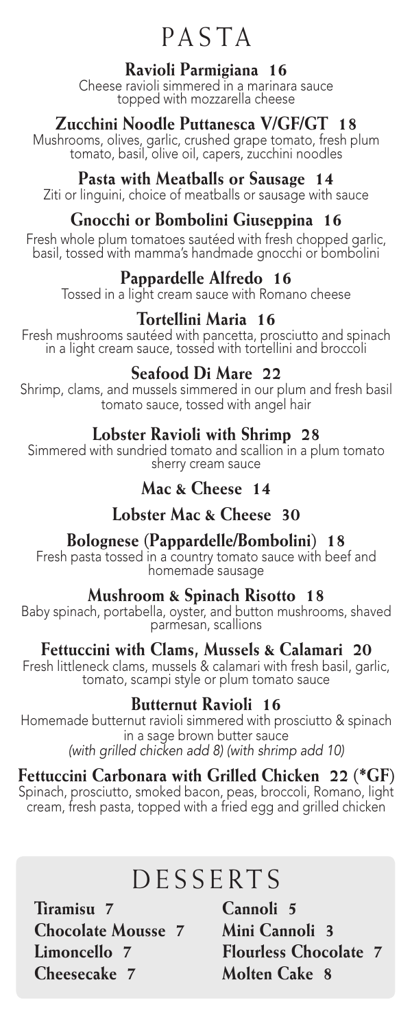# PASTA

### Ravioli Parmigiana 16

Cheese ravioli simmered in a marinara sauce topped with mozzarella cheese

### Zucchini Noodle Puttanesca V/GF/GT 18

Mushrooms, olives, garlic, crushed grape tomato, fresh plum tomato, basil, olive oil, capers, zucchini noodles

### Pasta with Meatballs or Sausage 14

Ziti or linguini, choice of meatballs or sausage with sauce

### Gnocchi or Bombolini Giuseppina 16

Fresh whole plum tomatoes sautéed with fresh chopped garlic, basil, tossed with mamma's handmade gnocchi or bombolini

### Pappardelle Alfredo 16

Tossed in a light cream sauce with Romano cheese

### Tortellini Maria 16

Fresh mushrooms sautéed with pancetta, prosciutto and spinach in a light cream sauce, tossed with tortellini and broccoli

### Seafood Di Mare 22

Shrimp, clams, and mussels simmered in our plum and fresh basil tomato sauce, tossed with angel hair

### Lobster Ravioli with Shrimp 28

Simmered with sundried tomato and scallion in a plum tomato sherry cream sauce

### Mac & Cheese 14

### Lobster Mac & Cheese 30

### Bolognese (Pappardelle/Bombolini) 18

Fresh pasta tossed in a country tomato sauce with beef and homemade sausage

### Mushroom & Spinach Risotto 18

Baby spinach, portabella, oyster, and button mushrooms, shaved parmesan, scallions

### Fettuccini with Clams, Mussels & Calamari 20

Fresh littleneck clams, mussels & calamari with fresh basil, garlic, tomato, scampi style or plum tomato sauce

### Butternut Ravioli 16

Homemade butternut ravioli simmered with prosciutto & spinach in a sage brown butter sauce
*(with grilled chicken add 8) (with shrimp add 10)*

### Fettuccini Carbonara with Grilled Chicken 22 (*GF)

Spinach, prosciutto, smoked bacon, peas, broccoli, Romano, light cream, fresh pasta, topped with a fried egg and grilled chicken

# DESSERTS

**Tiramisu 7**
**Chocolate Mousse 7**
**Limoncello 7**
**Cheesecake 7**
**Cannoli 5**
**Mini Cannoli 3**
**Flourless Chocolate 7**
**Molten Cake 8**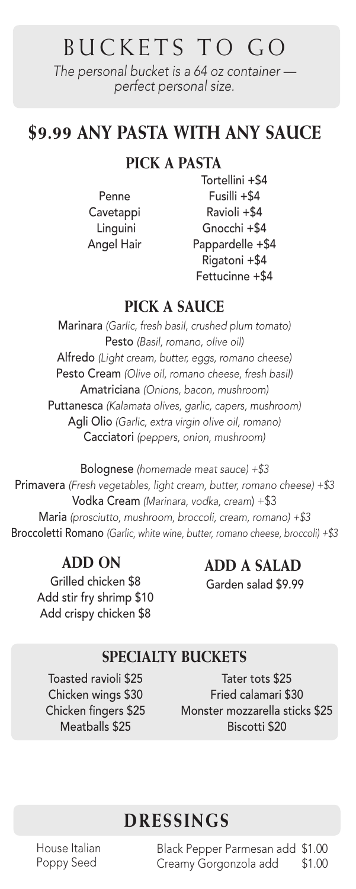# BUCKETS TO GO

*The personal bucket is a 64 oz container — perfect personal size.*

## $9.99 ANY PASTA WITH ANY SAUCE

### PICK A PASTA

Penne
Cavetappi
Linguini
Angel Hair

Tortellini +$4
Fusilli +$4
Ravioli +$4
Gnocchi +$4
Pappardelle +$4
Rigatoni +$4
Fettucinne +$4

### PICK A SAUCE

Marinara *(Garlic, fresh basil, crushed plum tomato)*
Pesto *(Basil, romano, olive oil)*
Alfredo *(Light cream, butter, eggs, romano cheese)*
Pesto Cream *(Olive oil, romano cheese, fresh basil)*
Amatriciana *(Onions, bacon, mushroom)*
Puttanesca *(Kalamata olives, garlic, capers, mushroom)*
Agli Olio *(Garlic, extra virgin olive oil, romano)*
Cacciatori *(peppers, onion, mushroom)*

Bolognese *(homemade meat sauce) +$3*
Primavera *(Fresh vegetables, light cream, butter, romano cheese) +$3*
Vodka Cream *(Marinara, vodka, cream)* +$3
Maria *(prosciutto, mushroom, broccoli, cream, romano) +$3*
Broccoletti Romano *(Garlic, white wine, butter, romano cheese, broccoli) +$3*

### ADD ON

Grilled chicken $8
Add stir fry shrimp $10
Add crispy chicken $8

### ADD A SALAD

Garden salad $9.99

### SPECIALTY BUCKETS

Toasted ravioli $25
Chicken wings $30
Chicken fingers $25
Meatballs $25
Tater tots $25
Fried calamari $30
Monster mozzarella sticks $25
Biscotti $20

## DRESSINGS

House Italian
Poppy Seed
Black Pepper Parmesan add $1.00
Creamy Gorgonzola add $1.00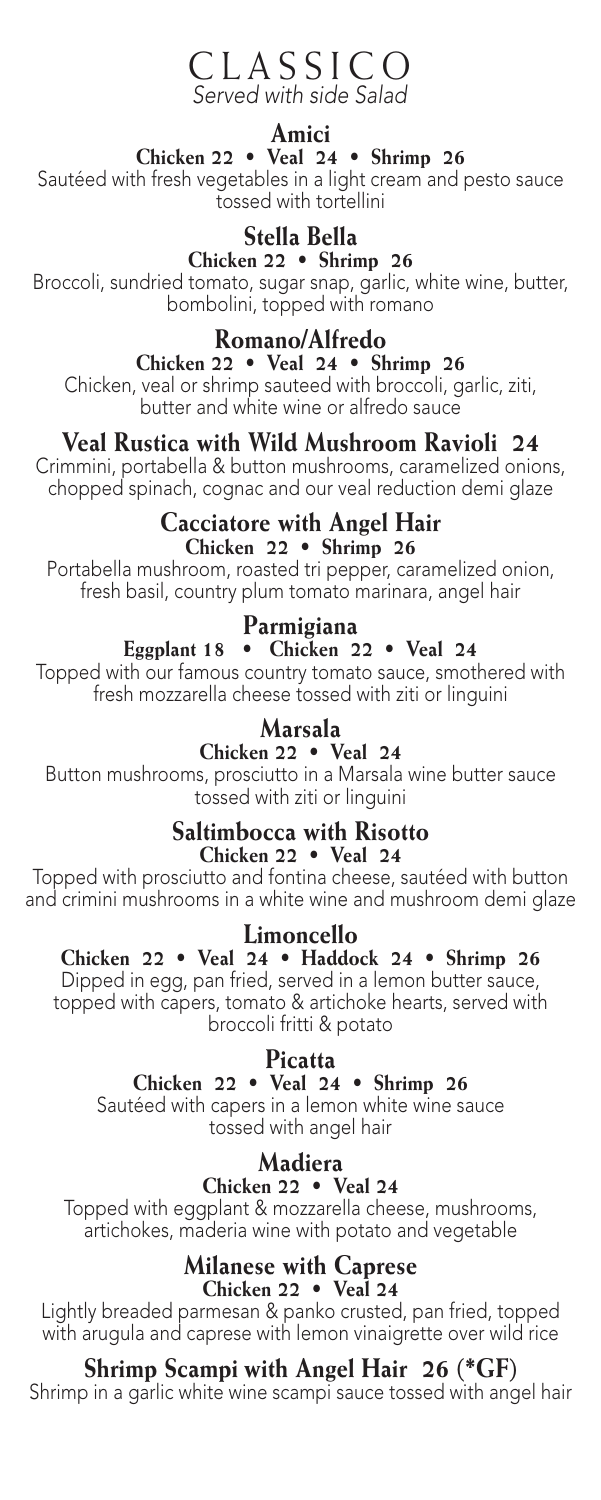# CLASSICO

*Served with side Salad*

## Amici

**Chicken 22 • Veal 24 • Shrimp 26**

Sautéed with fresh vegetables in a light cream and pesto sauce tossed with tortellini

## Stella Bella

**Chicken 22 • Shrimp 26**

Broccoli, sundried tomato, sugar snap, garlic, white wine, butter, bombolini, topped with romano

## Romano/Alfredo

**Chicken 22 • Veal 24 • Shrimp 26**

Chicken, veal or shrimp sauteed with broccoli, garlic, ziti, butter and white wine or alfredo sauce

## Veal Rustica with Wild Mushroom Ravioli 24

Crimmini, portabella & button mushrooms, caramelized onions, chopped spinach, cognac and our veal reduction demi glaze

## Cacciatore with Angel Hair

**Chicken 22 • Shrimp 26**

Portabella mushroom, roasted tri pepper, caramelized onion, fresh basil, country plum tomato marinara, angel hair

## Parmigiana

**Eggplant 18 • Chicken 22 • Veal 24**

Topped with our famous country tomato sauce, smothered with fresh mozzarella cheese tossed with ziti or linguini

## Marsala

**Chicken 22 • Veal 24**

Button mushrooms, prosciutto in a Marsala wine butter sauce tossed with ziti or linguini

## Saltimbocca with Risotto

**Chicken 22 • Veal 24**

Topped with prosciutto and fontina cheese, sautéed with button and crimini mushrooms in a white wine and mushroom demi glaze

## Limoncello

**Chicken 22 • Veal 24 • Haddock 24 • Shrimp 26**

Dipped in egg, pan fried, served in a lemon butter sauce, topped with capers, tomato & artichoke hearts, served with broccoli fritti & potato

## Picatta

**Chicken 22 • Veal 24 • Shrimp 26**

Sautéed with capers in a lemon white wine sauce tossed with angel hair

## Madiera

**Chicken 22 • Veal 24**

Topped with eggplant & mozzarella cheese, mushrooms, artichokes, maderia wine with potato and vegetable

## Milanese with Caprese

**Chicken 22 • Veal 24**

Lightly breaded parmesan & panko crusted, pan fried, topped with arugula and caprese with lemon vinaigrette over wild rice

## Shrimp Scampi with Angel Hair 26 (*GF)

Shrimp in a garlic white wine scampi sauce tossed with angel hair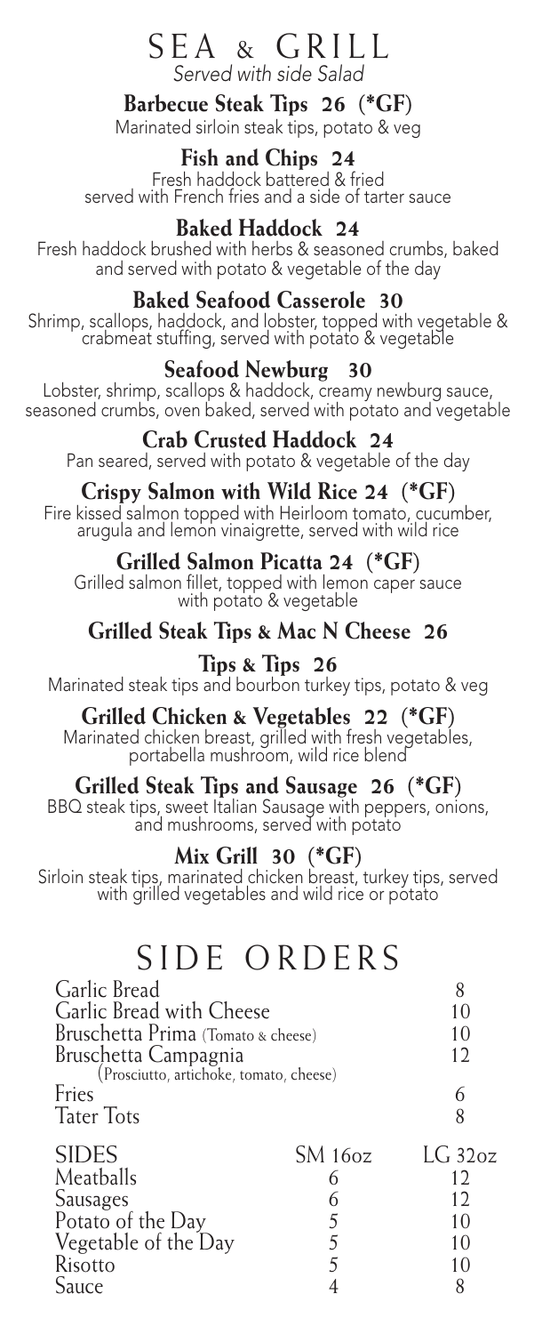# SEA & GRILL

*Served with side Salad*

### Barbecue Steak Tips 26 (*GF)

Marinated sirloin steak tips, potato & veg

### Fish and Chips 24

Fresh haddock battered & fried served with French fries and a side of tarter sauce

### Baked Haddock 24

Fresh haddock brushed with herbs & seasoned crumbs, baked and served with potato & vegetable of the day

### Baked Seafood Casserole 30

Shrimp, scallops, haddock, and lobster, topped with vegetable & crabmeat stuffing, served with potato & vegetable

### Seafood Newburg 30

Lobster, shrimp, scallops & haddock, creamy newburg sauce, seasoned crumbs, oven baked, served with potato and vegetable

### Crab Crusted Haddock 24

Pan seared, served with potato & vegetable of the day

### Crispy Salmon with Wild Rice 24 (*GF)

Fire kissed salmon topped with Heirloom tomato, cucumber, arugula and lemon vinaigrette, served with wild rice

### Grilled Salmon Picatta 24 (*GF)

Grilled salmon fillet, topped with lemon caper sauce with potato & vegetable

### Grilled Steak Tips & Mac N Cheese 26

### Tips & Tips 26

Marinated steak tips and bourbon turkey tips, potato & veg

### Grilled Chicken & Vegetables 22 (*GF)

Marinated chicken breast, grilled with fresh vegetables, portabella mushroom, wild rice blend

### Grilled Steak Tips and Sausage 26 (*GF)

BBQ steak tips, sweet Italian Sausage with peppers, onions, and mushrooms, served with potato

### Mix Grill 30 (*GF)

Sirloin steak tips, marinated chicken breast, turkey tips, served with grilled vegetables and wild rice or potato

# SIDE ORDERS

| | |
|---|---|
| Garlic Bread | 8 |
| Garlic Bread with Cheese | 10 |
| Bruschetta Prima (Tomato & cheese) | 10 |
| Bruschetta Campagnia (Prosciutto, artichoke, tomato, cheese) | 12 |
| Fries | 6 |
| Tater Tots | 8 |

| SIDES | SM 16oz | LG 32oz |
|---|---|---|
| Meatballs | 6 | 12 |
| Sausages | 6 | 12 |
| Potato of the Day | 5 | 10 |
| Vegetable of the Day | 5 | 10 |
| Risotto | 5 | 10 |
| Sauce | 4 | 8 |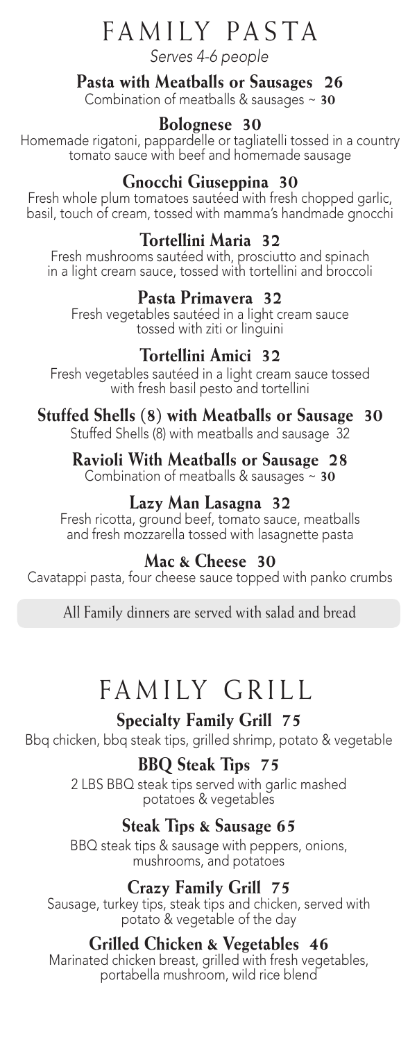# FAMILY PASTA

*Serves 4-6 people*

### Pasta with Meatballs or Sausages 26

Combination of meatballs & sausages ~ **30**

### Bolognese 30

Homemade rigatoni, pappardelle or tagliatelli tossed in a country tomato sauce with beef and homemade sausage

### Gnocchi Giuseppina 30

Fresh whole plum tomatoes sautéed with fresh chopped garlic, basil, touch of cream, tossed with mamma's handmade gnocchi

### Tortellini Maria 32

Fresh mushrooms sautéed with, prosciutto and spinach in a light cream sauce, tossed with tortellini and broccoli

### Pasta Primavera 32

Fresh vegetables sautéed in a light cream sauce tossed with ziti or linguini

### Tortellini Amici 32

Fresh vegetables sautéed in a light cream sauce tossed with fresh basil pesto and tortellini

### Stuffed Shells (8) with Meatballs or Sausage 30

Stuffed Shells (8) with meatballs and sausage 32

### Ravioli With Meatballs or Sausage 28

Combination of meatballs & sausages ~ **30**

### Lazy Man Lasagna 32

Fresh ricotta, ground beef, tomato sauce, meatballs and fresh mozzarella tossed with lasagnette pasta

### Mac & Cheese 30

Cavatappi pasta, four cheese sauce topped with panko crumbs

All Family dinners are served with salad and bread

# FAMILY GRILL

### Specialty Family Grill 75

Bbq chicken, bbq steak tips, grilled shrimp, potato & vegetable

### BBQ Steak Tips 75

2 LBS BBQ steak tips served with garlic mashed potatoes & vegetables

### Steak Tips & Sausage 65

BBQ steak tips & sausage with peppers, onions, mushrooms, and potatoes

### Crazy Family Grill 75

Sausage, turkey tips, steak tips and chicken, served with potato & vegetable of the day

### Grilled Chicken & Vegetables 46

Marinated chicken breast, grilled with fresh vegetables, portabella mushroom, wild rice blend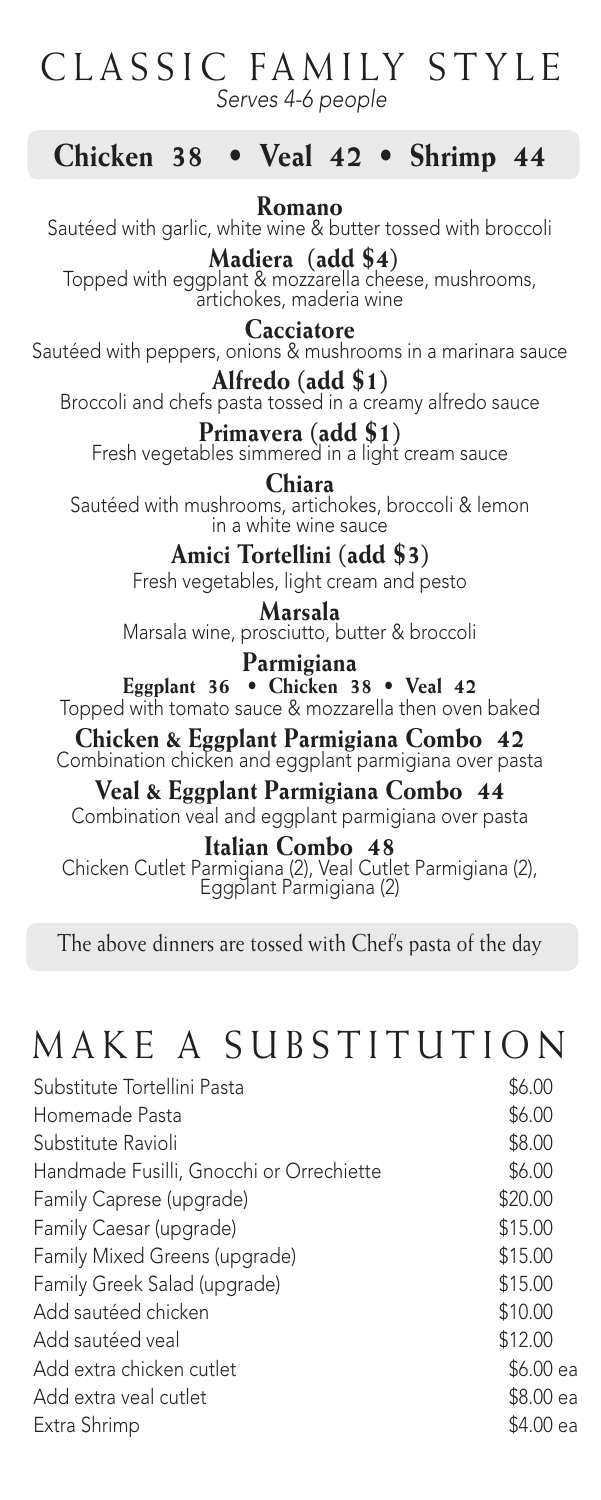# CLASSIC FAMILY STYLE

*Serves 4-6 people*

## Chicken 38 • Veal 42 • Shrimp 44

**Romano**
Sautéed with garlic, white wine & butter tossed with broccoli

**Madiera (add $4)**
Topped with eggplant & mozzarella cheese, mushrooms, artichokes, maderia wine

**Cacciatore**
Sautéed with peppers, onions & mushrooms in a marinara sauce

**Alfredo (add $1)**
Broccoli and chefs pasta tossed in a creamy alfredo sauce

**Primavera (add $1)**
Fresh vegetables simmered in a light cream sauce

**Chiara**
Sautéed with mushrooms, artichokes, broccoli & lemon in a white wine sauce

**Amici Tortellini (add $3)**
Fresh vegetables, light cream and pesto

**Marsala**
Marsala wine, prosciutto, butter & broccoli

**Parmigiana**
**Eggplant 36 • Chicken 38 • Veal 42**
Topped with tomato sauce & mozzarella then oven baked

**Chicken & Eggplant Parmigiana Combo 42**
Combination chicken and eggplant parmigiana over pasta

**Veal & Eggplant Parmigiana Combo 44**
Combination veal and eggplant parmigiana over pasta

**Italian Combo 48**
Chicken Cutlet Parmigiana (2), Veal Cutlet Parmigiana (2), Eggplant Parmigiana (2)

The above dinners are tossed with Chef's pasta of the day

# MAKE A SUBSTITUTION

| Item | Price |
| --- | --- |
| Substitute Tortellini Pasta | $6.00 |
| Homemade Pasta | $6.00 |
| Substitute Ravioli | $8.00 |
| Handmade Fusilli, Gnocchi or Orrechiette | $6.00 |
| Family Caprese (upgrade) | $20.00 |
| Family Caesar (upgrade) | $15.00 |
| Family Mixed Greens (upgrade) | $15.00 |
| Family Greek Salad (upgrade) | $15.00 |
| Add sautéed chicken | $10.00 |
| Add sautéed veal | $12.00 |
| Add extra chicken cutlet | $6.00 ea |
| Add extra veal cutlet | $8.00 ea |
| Extra Shrimp | $4.00 ea |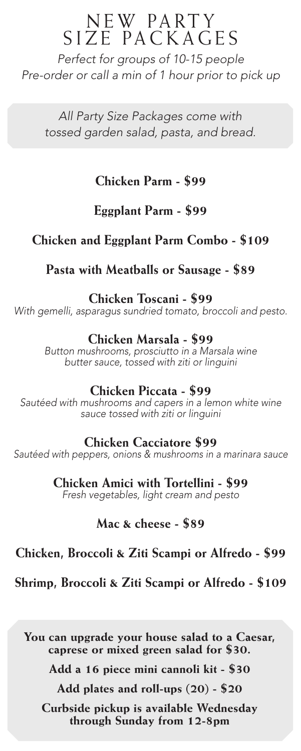# NEW PARTY SIZE PACKAGES

*Perfect for groups of 10-15 people*
*Pre-order or call a min of 1 hour prior to pick up*

*All Party Size Packages come with tossed garden salad, pasta, and bread.*

**Chicken Parm - $99**

**Eggplant Parm - $99**

**Chicken and Eggplant Parm Combo - $109**

**Pasta with Meatballs or Sausage - $89**

**Chicken Toscani - $99**
*With gemelli, asparagus sundried tomato, broccoli and pesto.*

**Chicken Marsala - $99**
*Button mushrooms, prosciutto in a Marsala wine butter sauce, tossed with ziti or linguini*

**Chicken Piccata - $99**
*Sautéed with mushrooms and capers in a lemon white wine sauce tossed with ziti or linguini*

**Chicken Cacciatore $99**
*Sautéed with peppers, onions & mushrooms in a marinara sauce*

**Chicken Amici with Tortellini - $99**
*Fresh vegetables, light cream and pesto*

**Mac & cheese - $89**

**Chicken, Broccoli & Ziti Scampi or Alfredo - $99**

**Shrimp, Broccoli & Ziti Scampi or Alfredo - $109**

**You can upgrade your house salad to a Caesar, caprese or mixed green salad for $30.**

**Add a 16 piece mini cannoli kit - $30**

**Add plates and roll-ups (20) - $20**

**Curbside pickup is available Wednesday through Sunday from 12-8pm**